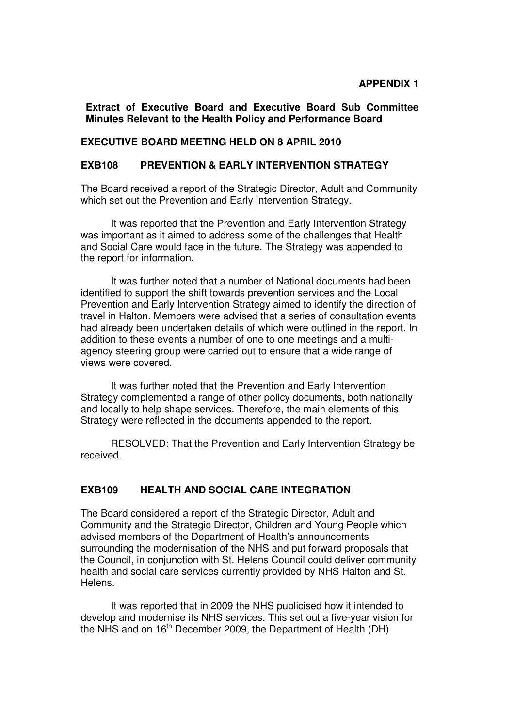**APPENDIX 1**

**Extract of Executive Board and Executive Board Sub Committee Minutes Relevant to the Health Policy and Performance Board**

**EXECUTIVE BOARD MEETING HELD ON 8 APRIL 2010**

**EXB108 PREVENTION & EARLY INTERVENTION STRATEGY**

The Board received a report of the Strategic Director, Adult and Community which set out the Prevention and Early Intervention Strategy.

It was reported that the Prevention and Early Intervention Strategy was important as it aimed to address some of the challenges that Health and Social Care would face in the future. The Strategy was appended to the report for information.

It was further noted that a number of National documents had been identified to support the shift towards prevention services and the Local Prevention and Early Intervention Strategy aimed to identify the direction of travel in Halton. Members were advised that a series of consultation events had already been undertaken details of which were outlined in the report. In addition to these events a number of one to one meetings and a multi-agency steering group were carried out to ensure that a wide range of views were covered.

It was further noted that the Prevention and Early Intervention Strategy complemented a range of other policy documents, both nationally and locally to help shape services. Therefore, the main elements of this Strategy were reflected in the documents appended to the report.

RESOLVED: That the Prevention and Early Intervention Strategy be received.

**EXB109 HEALTH AND SOCIAL CARE INTEGRATION**

The Board considered a report of the Strategic Director, Adult and Community and the Strategic Director, Children and Young People which advised members of the Department of Health's announcements surrounding the modernisation of the NHS and put forward proposals that the Council, in conjunction with St. Helens Council could deliver community health and social care services currently provided by NHS Halton and St. Helens.

It was reported that in 2009 the NHS publicised how it intended to develop and modernise its NHS services. This set out a five-year vision for the NHS and on 16th December 2009, the Department of Health (DH)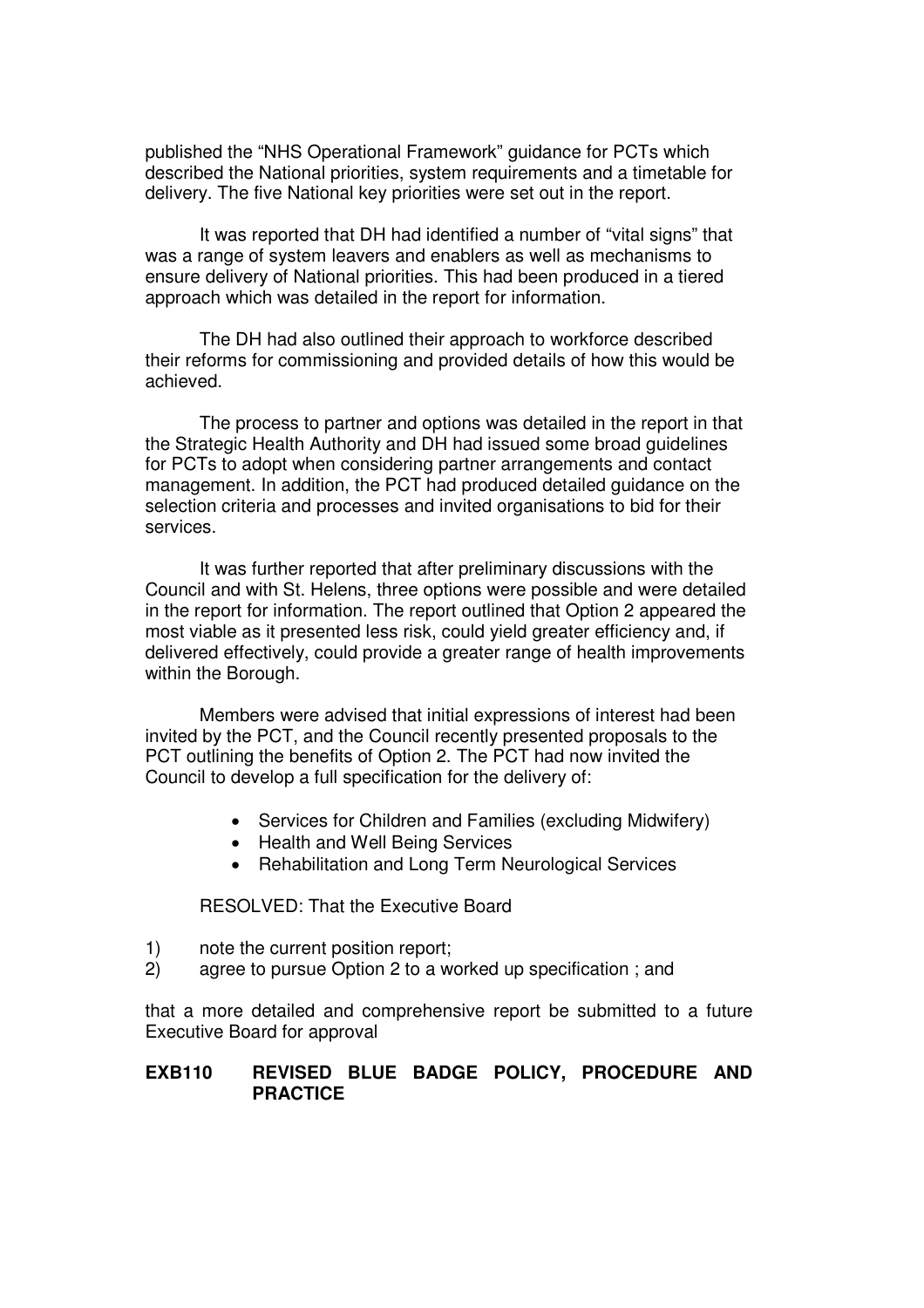published the "NHS Operational Framework" guidance for PCTs which described the National priorities, system requirements and a timetable for delivery. The five National key priorities were set out in the report.

It was reported that DH had identified a number of "vital signs" that was a range of system leavers and enablers as well as mechanisms to ensure delivery of National priorities. This had been produced in a tiered approach which was detailed in the report for information.

The DH had also outlined their approach to workforce described their reforms for commissioning and provided details of how this would be achieved.

The process to partner and options was detailed in the report in that the Strategic Health Authority and DH had issued some broad guidelines for PCTs to adopt when considering partner arrangements and contact management. In addition, the PCT had produced detailed guidance on the selection criteria and processes and invited organisations to bid for their services.

It was further reported that after preliminary discussions with the Council and with St. Helens, three options were possible and were detailed in the report for information. The report outlined that Option 2 appeared the most viable as it presented less risk, could yield greater efficiency and, if delivered effectively, could provide a greater range of health improvements within the Borough.

Members were advised that initial expressions of interest had been invited by the PCT, and the Council recently presented proposals to the PCT outlining the benefits of Option 2. The PCT had now invited the Council to develop a full specification for the delivery of:

- Services for Children and Families (excluding Midwifery)
- Health and Well Being Services
- Rehabilitation and Long Term Neurological Services

RESOLVED: That the Executive Board

1) note the current position report;
2) agree to pursue Option 2 to a worked up specification ; and

that a more detailed and comprehensive report be submitted to a future Executive Board for approval

**EXB110 REVISED BLUE BADGE POLICY, PROCEDURE AND PRACTICE**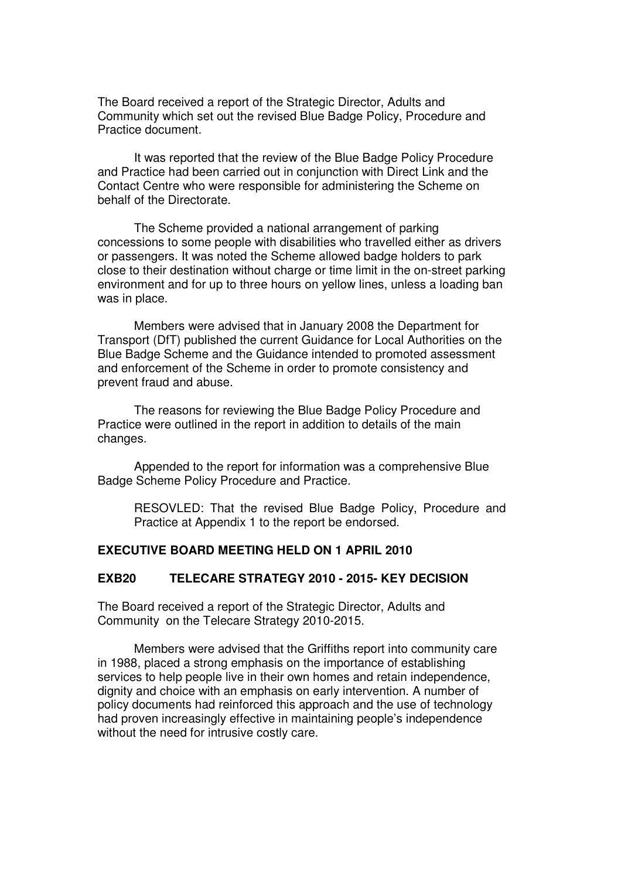The Board received a report of the Strategic Director, Adults and Community which set out the revised Blue Badge Policy, Procedure and Practice document.

It was reported that the review of the Blue Badge Policy Procedure and Practice had been carried out in conjunction with Direct Link and the Contact Centre who were responsible for administering the Scheme on behalf of the Directorate.

The Scheme provided a national arrangement of parking concessions to some people with disabilities who travelled either as drivers or passengers. It was noted the Scheme allowed badge holders to park close to their destination without charge or time limit in the on-street parking environment and for up to three hours on yellow lines, unless a loading ban was in place.

Members were advised that in January 2008 the Department for Transport (DfT) published the current Guidance for Local Authorities on the Blue Badge Scheme and the Guidance intended to promoted assessment and enforcement of the Scheme in order to promote consistency and prevent fraud and abuse.

The reasons for reviewing the Blue Badge Policy Procedure and Practice were outlined in the report in addition to details of the main changes.

Appended to the report for information was a comprehensive Blue Badge Scheme Policy Procedure and Practice.

> RESOVLED: That the revised Blue Badge Policy, Procedure and Practice at Appendix 1 to the report be endorsed.

## EXECUTIVE BOARD MEETING HELD ON 1 APRIL 2010

### EXB20 TELECARE STRATEGY 2010 - 2015- KEY DECISION

The Board received a report of the Strategic Director, Adults and Community on the Telecare Strategy 2010-2015.

Members were advised that the Griffiths report into community care in 1988, placed a strong emphasis on the importance of establishing services to help people live in their own homes and retain independence, dignity and choice with an emphasis on early intervention. A number of policy documents had reinforced this approach and the use of technology had proven increasingly effective in maintaining people's independence without the need for intrusive costly care.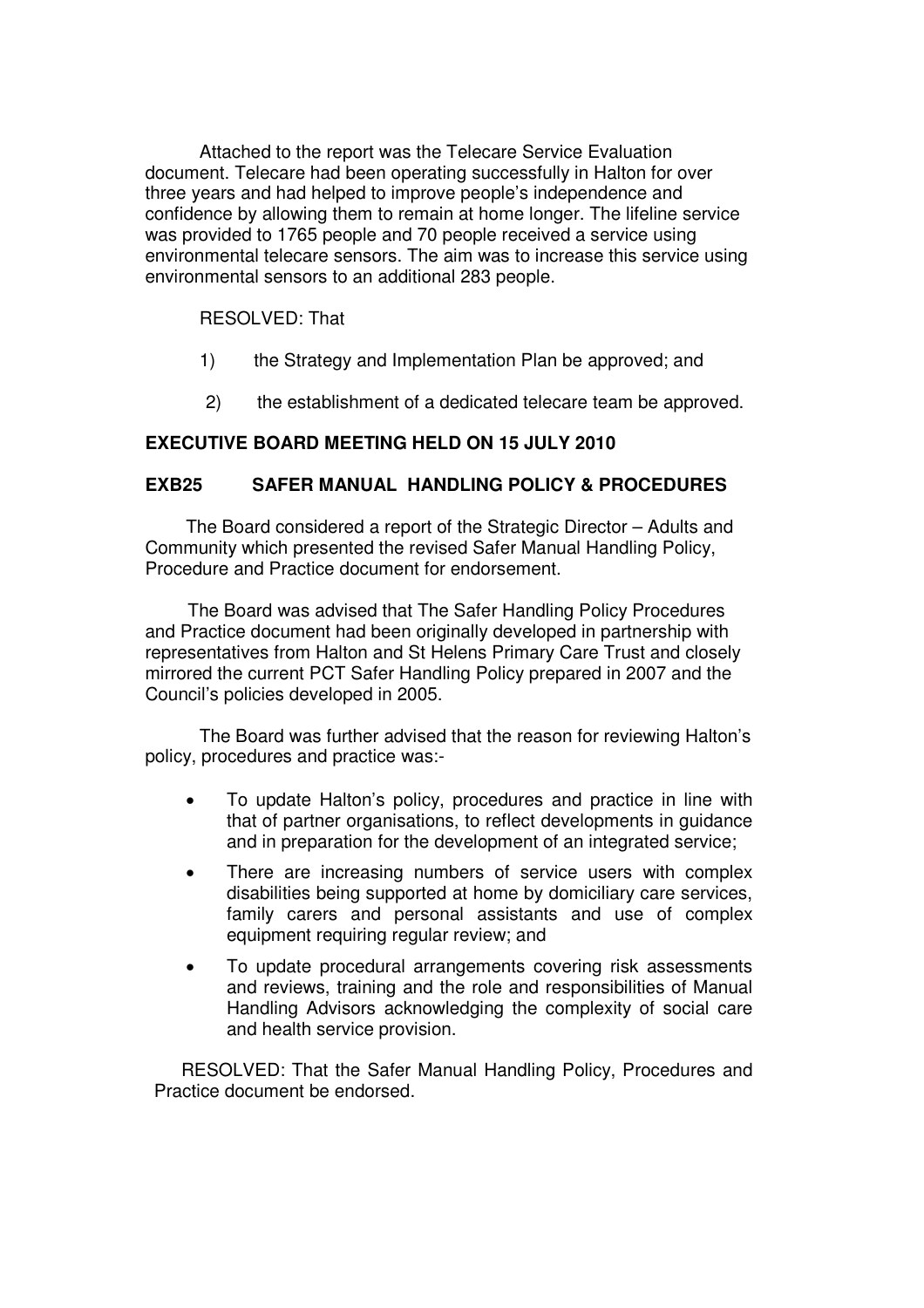Attached to the report was the Telecare Service Evaluation document. Telecare had been operating successfully in Halton for over three years and had helped to improve people's independence and confidence by allowing them to remain at home longer. The lifeline service was provided to 1765 people and 70 people received a service using environmental telecare sensors. The aim was to increase this service using environmental sensors to an additional 283 people.

RESOLVED: That

1) the Strategy and Implementation Plan be approved; and

2) the establishment of a dedicated telecare team be approved.

**EXECUTIVE BOARD MEETING HELD ON 15 JULY 2010**

**EXB25 SAFER MANUAL HANDLING POLICY & PROCEDURES**

The Board considered a report of the Strategic Director – Adults and Community which presented the revised Safer Manual Handling Policy, Procedure and Practice document for endorsement.

The Board was advised that The Safer Handling Policy Procedures and Practice document had been originally developed in partnership with representatives from Halton and St Helens Primary Care Trust and closely mirrored the current PCT Safer Handling Policy prepared in 2007 and the Council's policies developed in 2005.

The Board was further advised that the reason for reviewing Halton's policy, procedures and practice was:-

- To update Halton's policy, procedures and practice in line with that of partner organisations, to reflect developments in guidance and in preparation for the development of an integrated service;
- There are increasing numbers of service users with complex disabilities being supported at home by domiciliary care services, family carers and personal assistants and use of complex equipment requiring regular review; and
- To update procedural arrangements covering risk assessments and reviews, training and the role and responsibilities of Manual Handling Advisors acknowledging the complexity of social care and health service provision.

RESOLVED: That the Safer Manual Handling Policy, Procedures and Practice document be endorsed.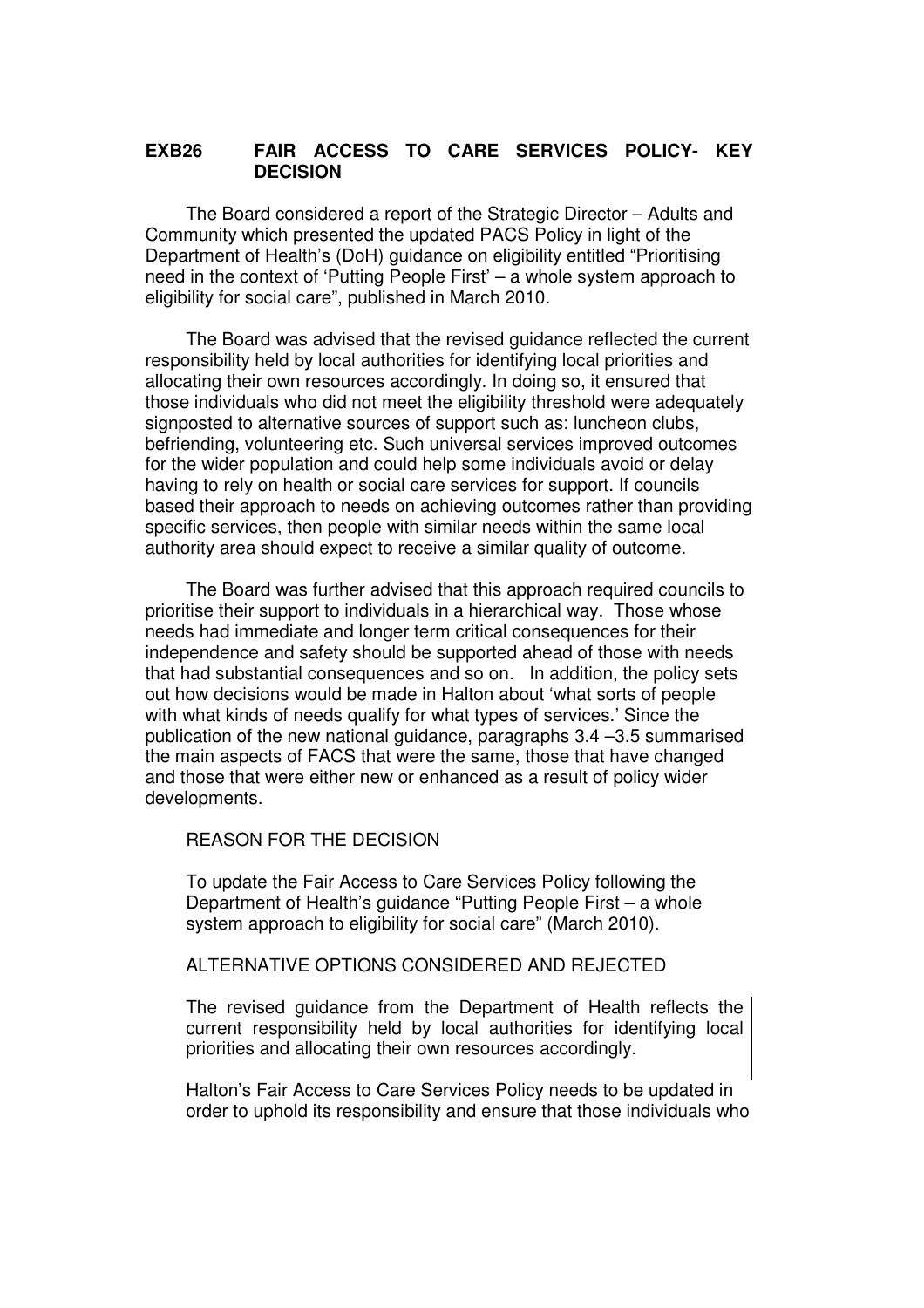**EXB26 FAIR ACCESS TO CARE SERVICES POLICY- KEY DECISION**

The Board considered a report of the Strategic Director – Adults and Community which presented the updated PACS Policy in light of the Department of Health's (DoH) guidance on eligibility entitled "Prioritising need in the context of 'Putting People First' – a whole system approach to eligibility for social care", published in March 2010.

The Board was advised that the revised guidance reflected the current responsibility held by local authorities for identifying local priorities and allocating their own resources accordingly. In doing so, it ensured that those individuals who did not meet the eligibility threshold were adequately signposted to alternative sources of support such as: luncheon clubs, befriending, volunteering etc. Such universal services improved outcomes for the wider population and could help some individuals avoid or delay having to rely on health or social care services for support. If councils based their approach to needs on achieving outcomes rather than providing specific services, then people with similar needs within the same local authority area should expect to receive a similar quality of outcome.

The Board was further advised that this approach required councils to prioritise their support to individuals in a hierarchical way. Those whose needs had immediate and longer term critical consequences for their independence and safety should be supported ahead of those with needs that had substantial consequences and so on. In addition, the policy sets out how decisions would be made in Halton about 'what sorts of people with what kinds of needs qualify for what types of services.' Since the publication of the new national guidance, paragraphs 3.4 –3.5 summarised the main aspects of FACS that were the same, those that have changed and those that were either new or enhanced as a result of policy wider developments.

REASON FOR THE DECISION

To update the Fair Access to Care Services Policy following the Department of Health's guidance "Putting People First – a whole system approach to eligibility for social care" (March 2010).

ALTERNATIVE OPTIONS CONSIDERED AND REJECTED

The revised guidance from the Department of Health reflects the current responsibility held by local authorities for identifying local priorities and allocating their own resources accordingly.

Halton's Fair Access to Care Services Policy needs to be updated in order to uphold its responsibility and ensure that those individuals who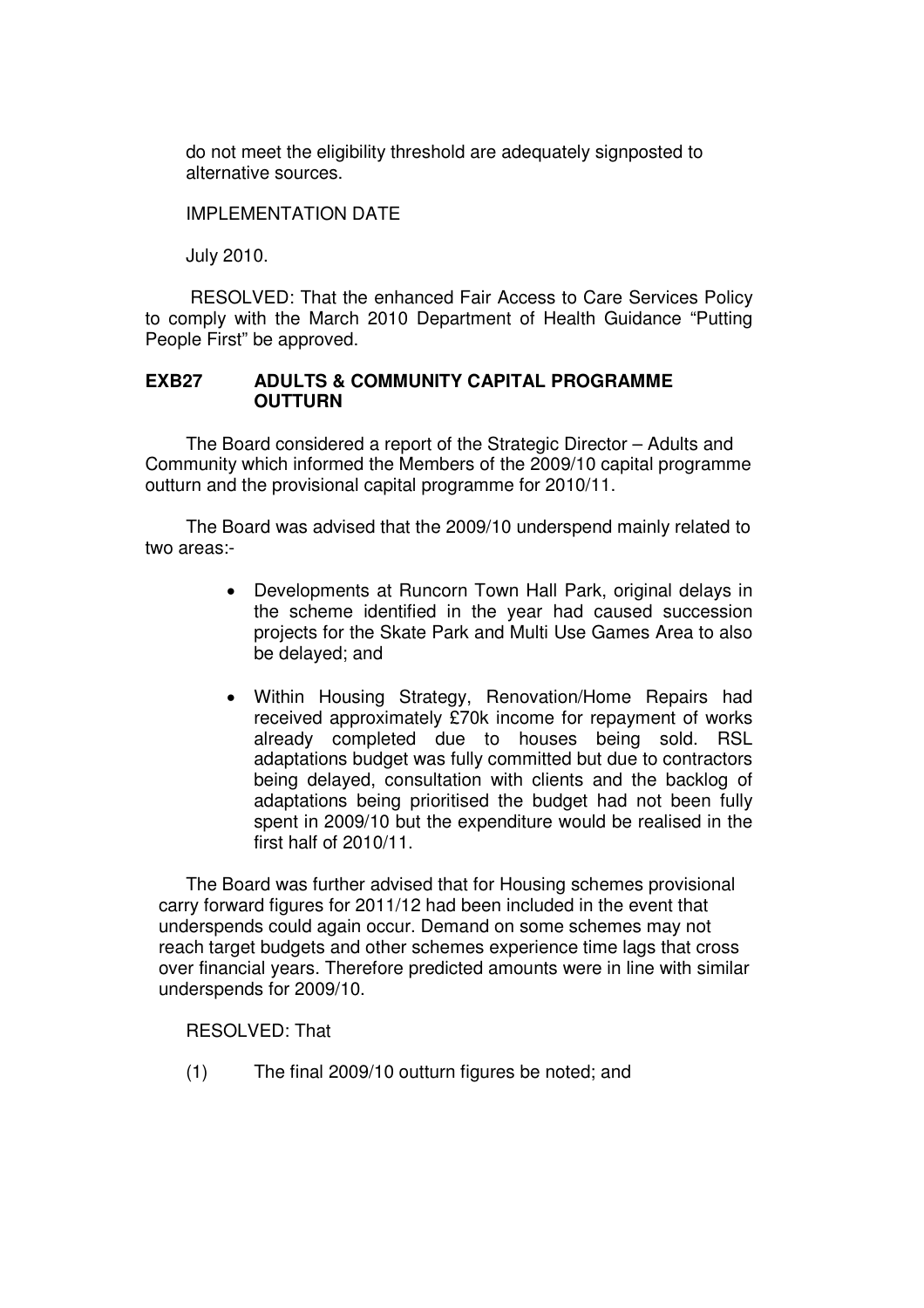do not meet the eligibility threshold are adequately signposted to alternative sources.

IMPLEMENTATION DATE

July 2010.

RESOLVED: That the enhanced Fair Access to Care Services Policy to comply with the March 2010 Department of Health Guidance "Putting People First" be approved.

**EXB27 ADULTS & COMMUNITY CAPITAL PROGRAMME OUTTURN**

The Board considered a report of the Strategic Director – Adults and Community which informed the Members of the 2009/10 capital programme outturn and the provisional capital programme for 2010/11.

The Board was advised that the 2009/10 underspend mainly related to two areas:-

- Developments at Runcorn Town Hall Park, original delays in the scheme identified in the year had caused succession projects for the Skate Park and Multi Use Games Area to also be delayed; and
- Within Housing Strategy, Renovation/Home Repairs had received approximately £70k income for repayment of works already completed due to houses being sold. RSL adaptations budget was fully committed but due to contractors being delayed, consultation with clients and the backlog of adaptations being prioritised the budget had not been fully spent in 2009/10 but the expenditure would be realised in the first half of 2010/11.

The Board was further advised that for Housing schemes provisional carry forward figures for 2011/12 had been included in the event that underspends could again occur. Demand on some schemes may not reach target budgets and other schemes experience time lags that cross over financial years. Therefore predicted amounts were in line with similar underspends for 2009/10.

RESOLVED: That

(1) The final 2009/10 outturn figures be noted; and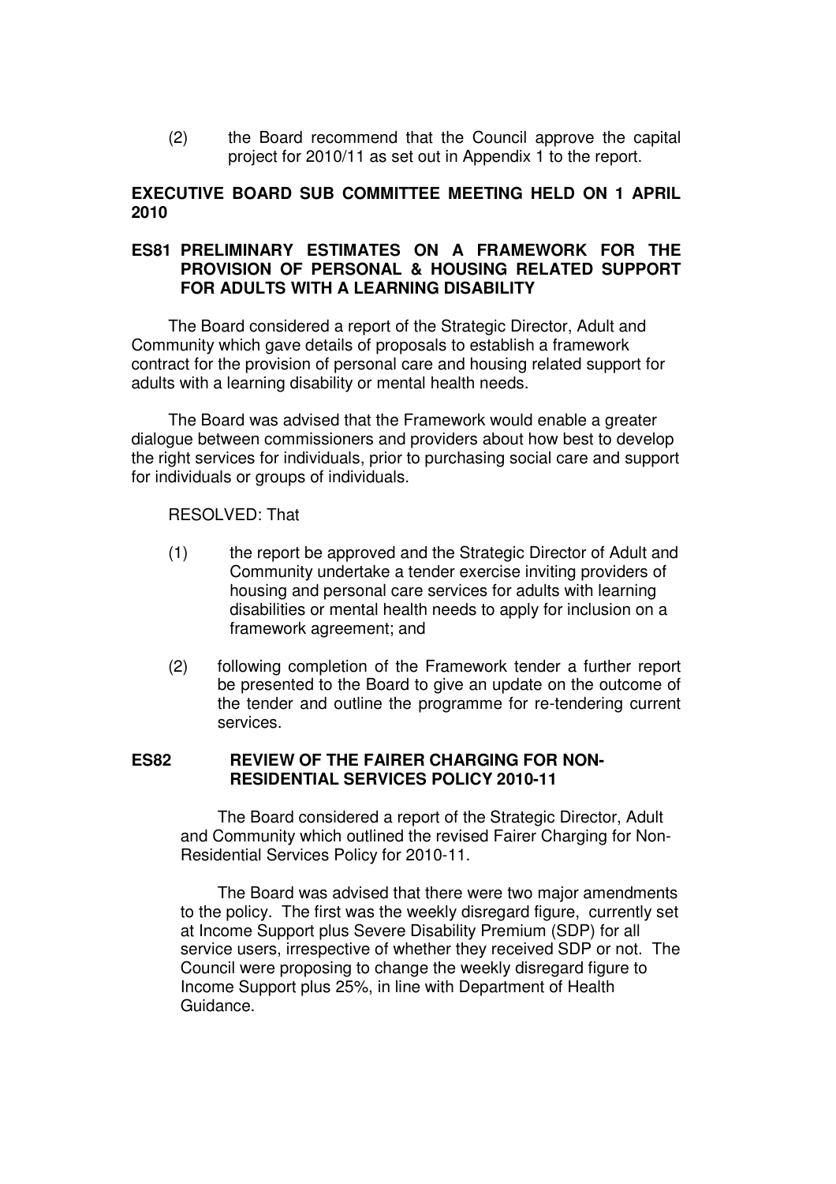(2) the Board recommend that the Council approve the capital project for 2010/11 as set out in Appendix 1 to the report.

**EXECUTIVE BOARD SUB COMMITTEE MEETING HELD ON 1 APRIL 2010**

**ES81 PRELIMINARY ESTIMATES ON A FRAMEWORK FOR THE PROVISION OF PERSONAL & HOUSING RELATED SUPPORT FOR ADULTS WITH A LEARNING DISABILITY**

The Board considered a report of the Strategic Director, Adult and Community which gave details of proposals to establish a framework contract for the provision of personal care and housing related support for adults with a learning disability or mental health needs.

The Board was advised that the Framework would enable a greater dialogue between commissioners and providers about how best to develop the right services for individuals, prior to purchasing social care and support for individuals or groups of individuals.

RESOLVED: That

(1) the report be approved and the Strategic Director of Adult and Community undertake a tender exercise inviting providers of housing and personal care services for adults with learning disabilities or mental health needs to apply for inclusion on a framework agreement; and

(2) following completion of the Framework tender a further report be presented to the Board to give an update on the outcome of the tender and outline the programme for re-tendering current services.

**ES82 REVIEW OF THE FAIRER CHARGING FOR NON-RESIDENTIAL SERVICES POLICY 2010-11**

The Board considered a report of the Strategic Director, Adult and Community which outlined the revised Fairer Charging for Non-Residential Services Policy for 2010-11.

The Board was advised that there were two major amendments to the policy. The first was the weekly disregard figure, currently set at Income Support plus Severe Disability Premium (SDP) for all service users, irrespective of whether they received SDP or not. The Council were proposing to change the weekly disregard figure to Income Support plus 25%, in line with Department of Health Guidance.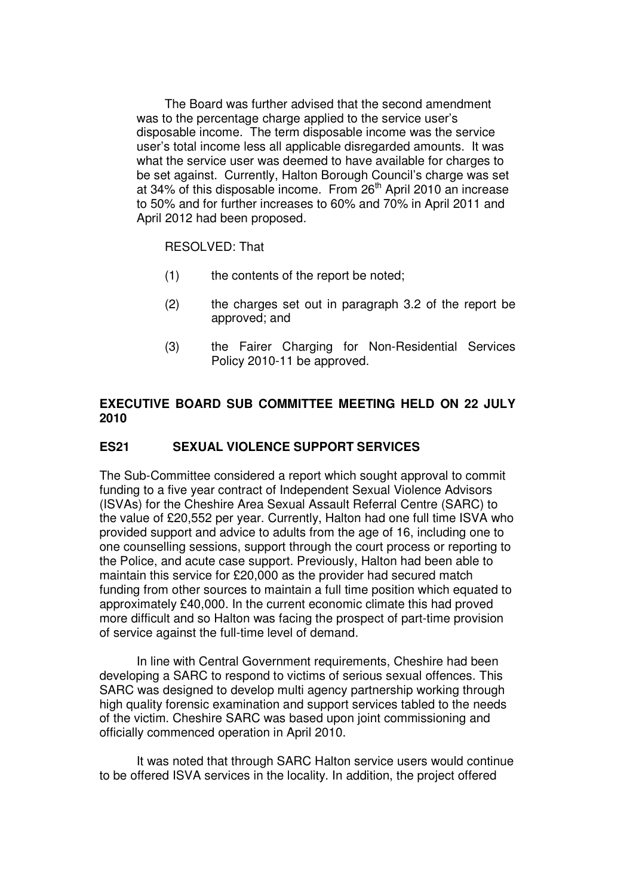The Board was further advised that the second amendment was to the percentage charge applied to the service user's disposable income. The term disposable income was the service user's total income less all applicable disregarded amounts. It was what the service user was deemed to have available for charges to be set against. Currently, Halton Borough Council's charge was set at 34% of this disposable income. From 26th April 2010 an increase to 50% and for further increases to 60% and 70% in April 2011 and April 2012 had been proposed.

RESOLVED: That

(1) the contents of the report be noted;

(2) the charges set out in paragraph 3.2 of the report be approved; and

(3) the Fairer Charging for Non-Residential Services Policy 2010-11 be approved.

## EXECUTIVE BOARD SUB COMMITTEE MEETING HELD ON 22 JULY 2010

### ES21 SEXUAL VIOLENCE SUPPORT SERVICES

The Sub-Committee considered a report which sought approval to commit funding to a five year contract of Independent Sexual Violence Advisors (ISVAs) for the Cheshire Area Sexual Assault Referral Centre (SARC) to the value of £20,552 per year. Currently, Halton had one full time ISVA who provided support and advice to adults from the age of 16, including one to one counselling sessions, support through the court process or reporting to the Police, and acute case support. Previously, Halton had been able to maintain this service for £20,000 as the provider had secured match funding from other sources to maintain a full time position which equated to approximately £40,000. In the current economic climate this had proved more difficult and so Halton was facing the prospect of part-time provision of service against the full-time level of demand.

In line with Central Government requirements, Cheshire had been developing a SARC to respond to victims of serious sexual offences. This SARC was designed to develop multi agency partnership working through high quality forensic examination and support services tabled to the needs of the victim. Cheshire SARC was based upon joint commissioning and officially commenced operation in April 2010.

It was noted that through SARC Halton service users would continue to be offered ISVA services in the locality. In addition, the project offered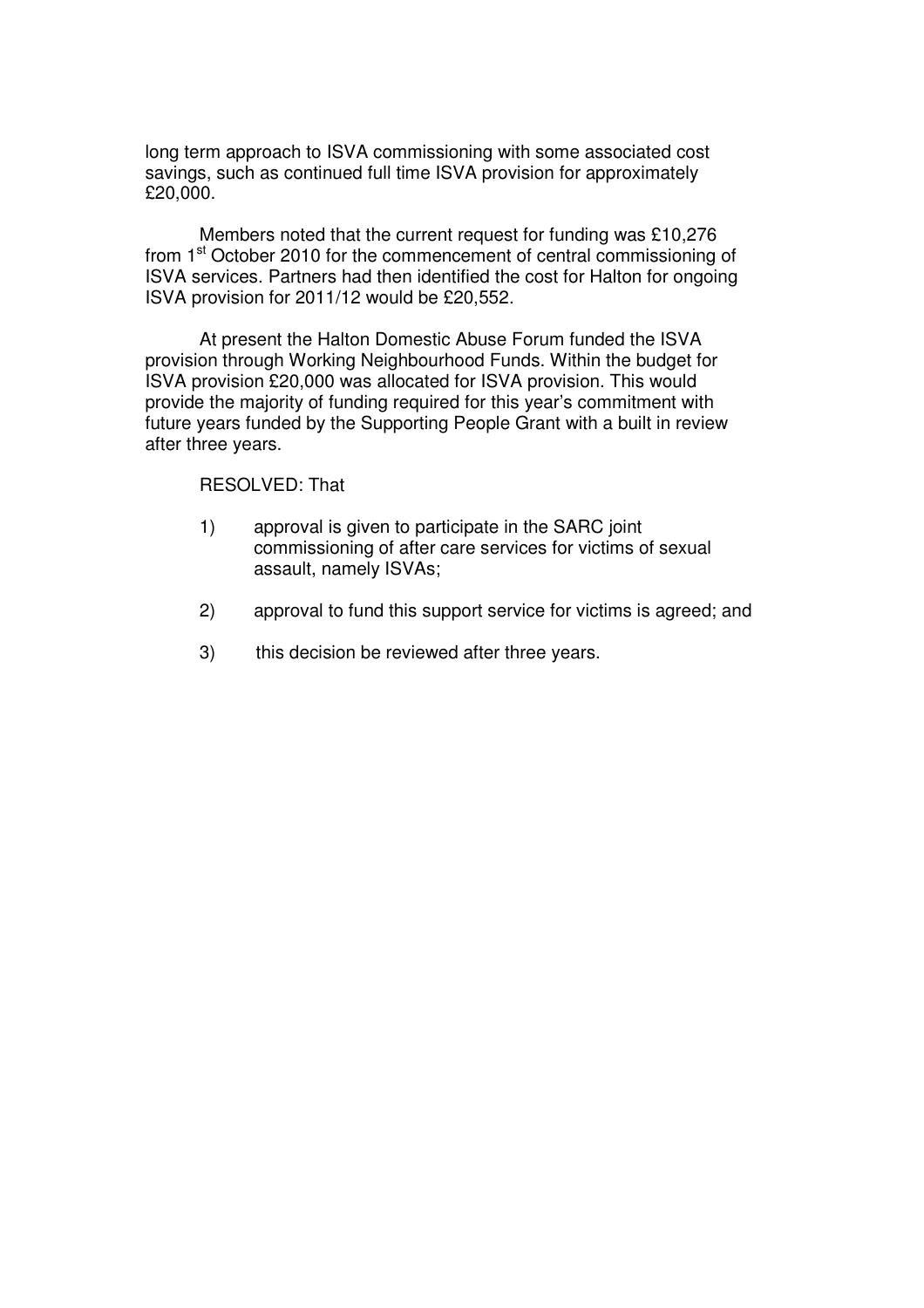long term approach to ISVA commissioning with some associated cost savings, such as continued full time ISVA provision for approximately £20,000.

Members noted that the current request for funding was £10,276 from 1st October 2010 for the commencement of central commissioning of ISVA services. Partners had then identified the cost for Halton for ongoing ISVA provision for 2011/12 would be £20,552.

At present the Halton Domestic Abuse Forum funded the ISVA provision through Working Neighbourhood Funds. Within the budget for ISVA provision £20,000 was allocated for ISVA provision. This would provide the majority of funding required for this year's commitment with future years funded by the Supporting People Grant with a built in review after three years.

RESOLVED: That

1) approval is given to participate in the SARC joint commissioning of after care services for victims of sexual assault, namely ISVAs;

2) approval to fund this support service for victims is agreed; and

3) this decision be reviewed after three years.